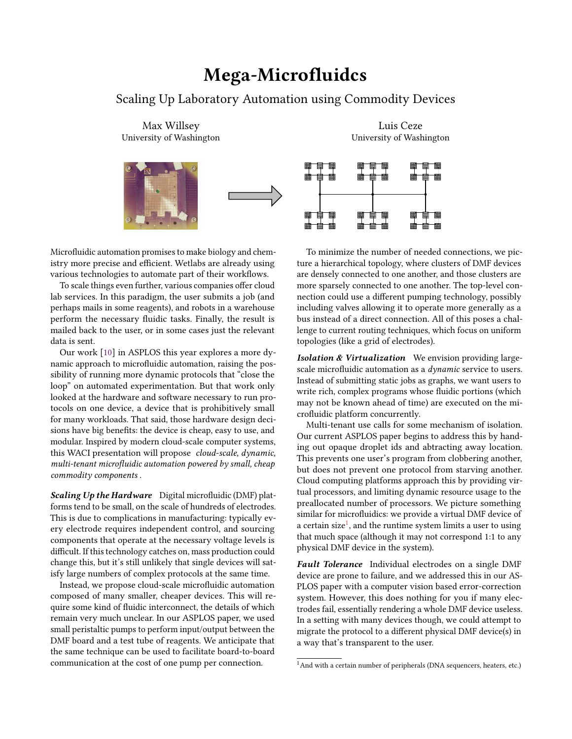# Mega-Microfluidcs

## Scaling Up Laboratory Automation using Commodity Devices

Max Willsey
University of Washington

Luis Ceze
University of Washington

Microfluidic automation promises to make biology and chemistry more precise and efficient. Wetlabs are already using various technologies to automate part of their workflows.

To scale things even further, various companies offer cloud lab services. In this paradigm, the user submits a job (and perhaps mails in some reagents), and robots in a warehouse perform the necessary fluidic tasks. Finally, the result is mailed back to the user, or in some cases just the relevant data is sent.

Our work [10] in ASPLOS this year explores a more dynamic approach to microfluidic automation, raising the possibility of running more dynamic protocols that "close the loop" on automated experimentation. But that work only looked at the hardware and software necessary to run protocols on one device, a device that is prohibitively small for many workloads. That said, those hardware design decisions have big benefits: the device is cheap, easy to use, and modular. Inspired by modern cloud-scale computer systems, this WACI presentation will propose *cloud-scale, dynamic, multi-tenant microfluidic automation powered by small, cheap commodity components*.

***Scaling Up the Hardware*** Digital microfluidic (DMF) platforms tend to be small, on the scale of hundreds of electrodes. This is due to complications in manufacturing: typically every electrode requires independent control, and sourcing components that operate at the necessary voltage levels is difficult. If this technology catches on, mass production could change this, but it's still unlikely that single devices will satisfy large numbers of complex protocols at the same time.

Instead, we propose cloud-scale microfluidic automation composed of many smaller, cheaper devices. This will require some kind of fluidic interconnect, the details of which remain very much unclear. In our ASPLOS paper, we used small peristaltic pumps to perform input/output between the DMF board and a test tube of reagents. We anticipate that the same technique can be used to facilitate board-to-board communication at the cost of one pump per connection.

To minimize the number of needed connections, we picture a hierarchical topology, where clusters of DMF devices are densely connected to one another, and those clusters are more sparsely connected to one another. The top-level connection could use a different pumping technology, possibly including valves allowing it to operate more generally as a bus instead of a direct connection. All of this poses a challenge to current routing techniques, which focus on uniform topologies (like a grid of electrodes).

***Isolation & Virtualization*** We envision providing large-scale microfluidic automation as a *dynamic* service to users. Instead of submitting static jobs as graphs, we want users to write rich, complex programs whose fluidic portions (which may not be known ahead of time) are executed on the microfluidic platform concurrently.

Multi-tenant use calls for some mechanism of isolation. Our current ASPLOS paper begins to address this by handing out opaque droplet ids and abtracting away location. This prevents one user's program from clobbering another, but does not prevent one protocol from starving another. Cloud computing platforms approach this by providing virtual processors, and limiting dynamic resource usage to the preallocated number of processors. We picture something similar for microfluidics: we provide a virtual DMF device of a certain size[1], and the runtime system limits a user to using that much space (although it may not correspond 1:1 to any physical DMF device in the system).

***Fault Tolerance*** Individual electrodes on a single DMF device are prone to failure, and we addressed this in our ASPLOS paper with a computer vision based error-correction system. However, this does nothing for you if many electrodes fail, essentially rendering a whole DMF device useless. In a setting with many devices though, we could attempt to migrate the protocol to a different physical DMF device(s) in a way that's transparent to the user.

[1] And with a certain number of peripherals (DNA sequencers, heaters, etc.)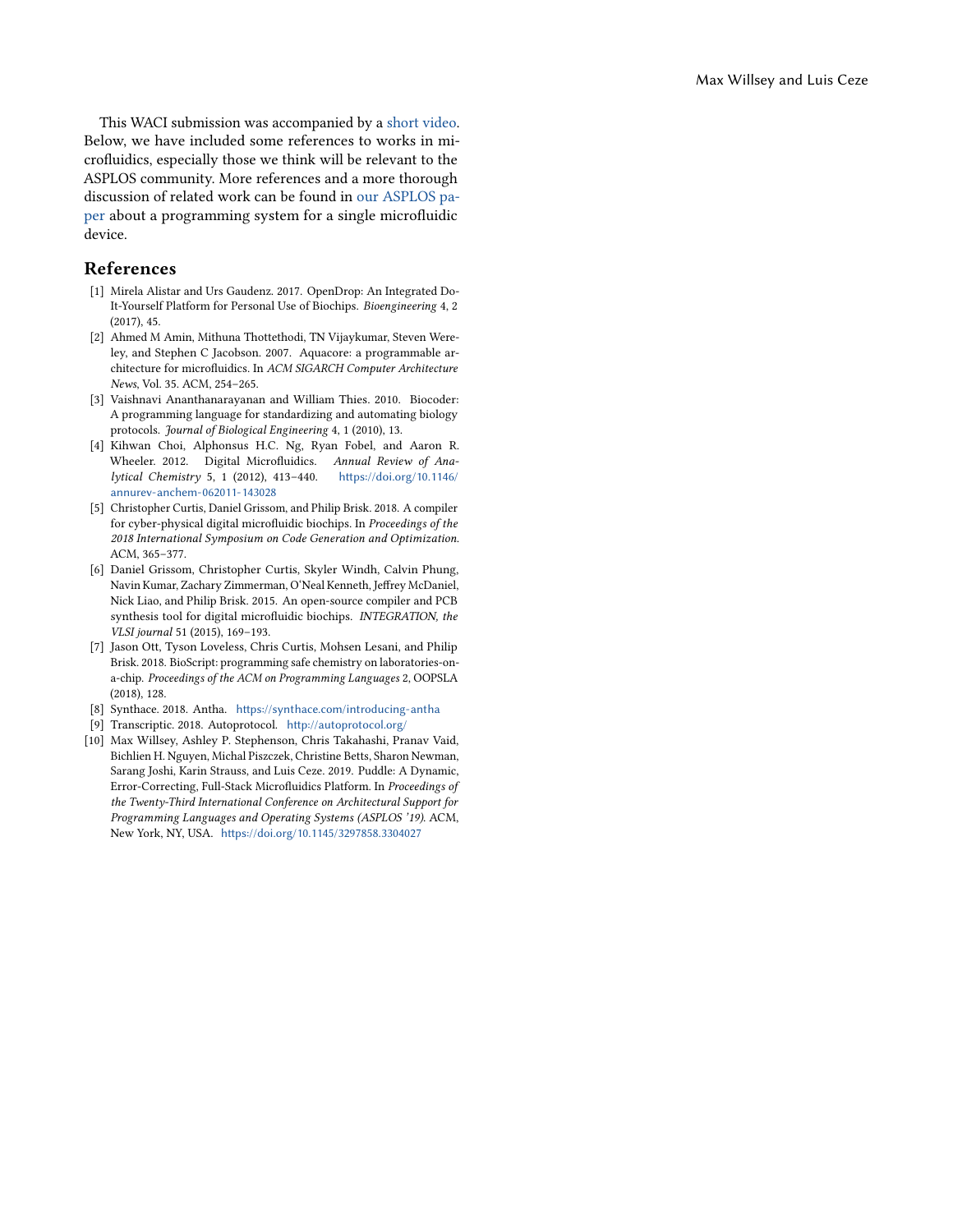This WACI submission was accompanied by a short video. Below, we have included some references to works in microfluidics, especially those we think will be relevant to the ASPLOS community. More references and a more thorough discussion of related work can be found in our ASPLOS paper about a programming system for a single microfluidic device.

## References

[1] Mirela Alistar and Urs Gaudenz. 2017. OpenDrop: An Integrated Do-It-Yourself Platform for Personal Use of Biochips. *Bioengineering* 4, 2 (2017), 45.

[2] Ahmed M Amin, Mithuna Thottethodi, TN Vijaykumar, Steven Wereley, and Stephen C Jacobson. 2007. Aquacore: a programmable architecture for microfluidics. In *ACM SIGARCH Computer Architecture News*, Vol. 35. ACM, 254–265.

[3] Vaishnavi Ananthanarayanan and William Thies. 2010. Biocoder: A programming language for standardizing and automating biology protocols. *Journal of Biological Engineering* 4, 1 (2010), 13.

[4] Kihwan Choi, Alphonsus H.C. Ng, Ryan Fobel, and Aaron R. Wheeler. 2012. Digital Microfluidics. *Annual Review of Analytical Chemistry* 5, 1 (2012), 413–440. https://doi.org/10.1146/annurev-anchem-062011-143028

[5] Christopher Curtis, Daniel Grissom, and Philip Brisk. 2018. A compiler for cyber-physical digital microfluidic biochips. In *Proceedings of the 2018 International Symposium on Code Generation and Optimization*. ACM, 365–377.

[6] Daniel Grissom, Christopher Curtis, Skyler Windh, Calvin Phung, Navin Kumar, Zachary Zimmerman, O'Neal Kenneth, Jeffrey McDaniel, Nick Liao, and Philip Brisk. 2015. An open-source compiler and PCB synthesis tool for digital microfluidic biochips. *INTEGRATION, the VLSI journal* 51 (2015), 169–193.

[7] Jason Ott, Tyson Loveless, Chris Curtis, Mohsen Lesani, and Philip Brisk. 2018. BioScript: programming safe chemistry on laboratories-on-a-chip. *Proceedings of the ACM on Programming Languages* 2, OOPSLA (2018), 128.

[8] Synthace. 2018. Antha. https://synthace.com/introducing-antha

[9] Transcriptic. 2018. Autoprotocol. http://autoprotocol.org/

[10] Max Willsey, Ashley P. Stephenson, Chris Takahashi, Pranav Vaid, Bichlien H. Nguyen, Michal Piszczek, Christine Betts, Sharon Newman, Sarang Joshi, Karin Strauss, and Luis Ceze. 2019. Puddle: A Dynamic, Error-Correcting, Full-Stack Microfluidics Platform. In *Proceedings of the Twenty-Third International Conference on Architectural Support for Programming Languages and Operating Systems (ASPLOS '19)*. ACM, New York, NY, USA. https://doi.org/10.1145/3297858.3304027